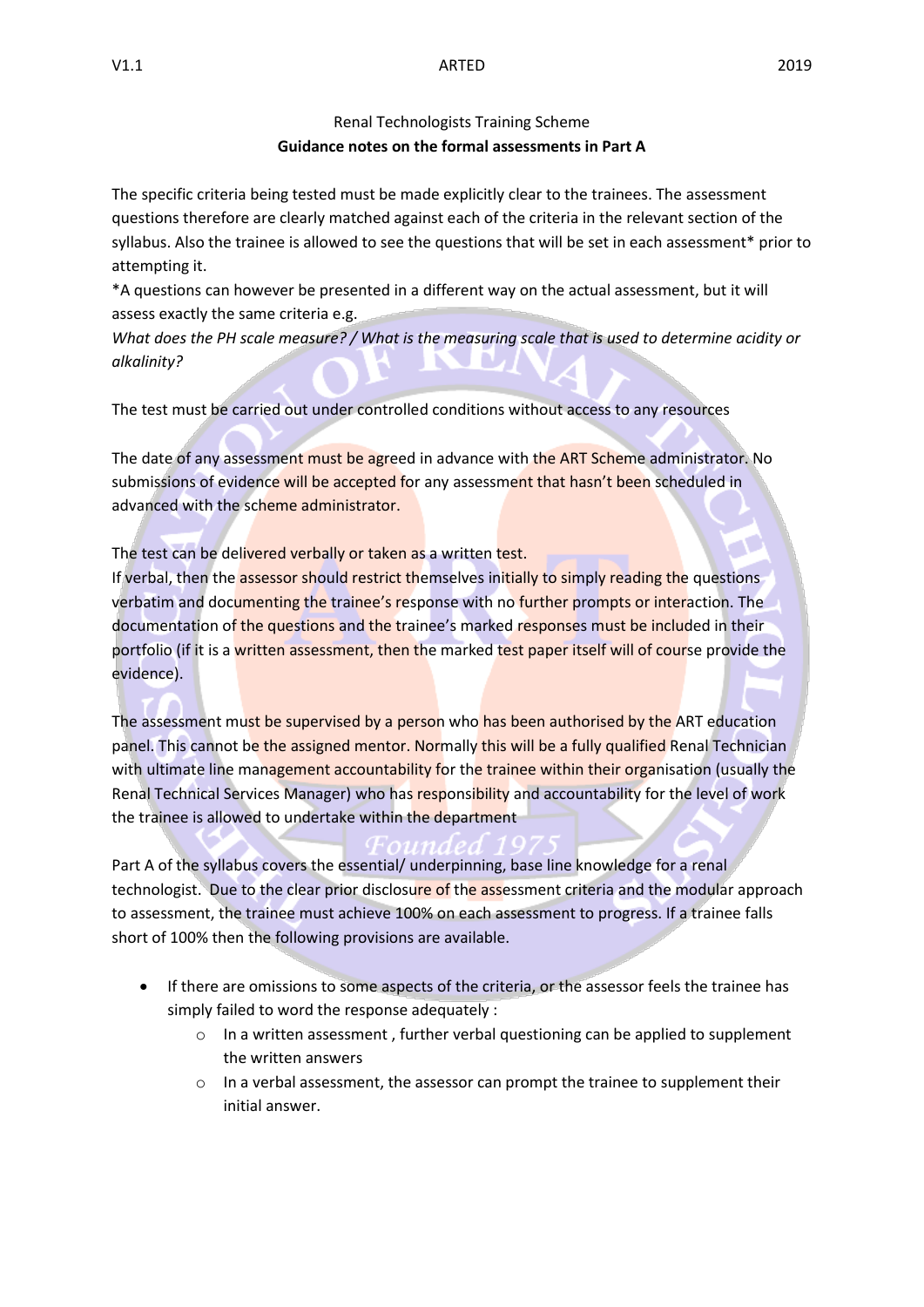Renal Technologists Training Scheme

**Guidance notes on the formal assessments in Part A**

The specific criteria being tested must be made explicitly clear to the trainees. The assessment questions therefore are clearly matched against each of the criteria in the relevant section of the syllabus. Also the trainee is allowed to see the questions that will be set in each assessment* prior to attempting it.

*A questions can however be presented in a different way on the actual assessment, but it will assess exactly the same criteria e.g.

*What does the PH scale measure? / What is the measuring scale that is used to determine acidity or alkalinity?*

The test must be carried out under controlled conditions without access to any resources

The date of any assessment must be agreed in advance with the ART Scheme administrator. No submissions of evidence will be accepted for any assessment that hasn't been scheduled in advanced with the scheme administrator.

The test can be delivered verbally or taken as a written test.

If verbal, then the assessor should restrict themselves initially to simply reading the questions verbatim and documenting the trainee's response with no further prompts or interaction. The documentation of the questions and the trainee's marked responses must be included in their portfolio (if it is a written assessment, then the marked test paper itself will of course provide the evidence).

The assessment must be supervised by a person who has been authorised by the ART education panel. This cannot be the assigned mentor. Normally this will be a fully qualified Renal Technician with ultimate line management accountability for the trainee within their organisation (usually the Renal Technical Services Manager) who has responsibility and accountability for the level of work the trainee is allowed to undertake within the department

Part A of the syllabus covers the essential/ underpinning, base line knowledge for a renal technologist. Due to the clear prior disclosure of the assessment criteria and the modular approach to assessment, the trainee must achieve 100% on each assessment to progress. If a trainee falls short of 100% then the following provisions are available.

- If there are omissions to some aspects of the criteria, or the assessor feels the trainee has simply failed to word the response adequately :
  - In a written assessment , further verbal questioning can be applied to supplement the written answers
  - In a verbal assessment, the assessor can prompt the trainee to supplement their initial answer.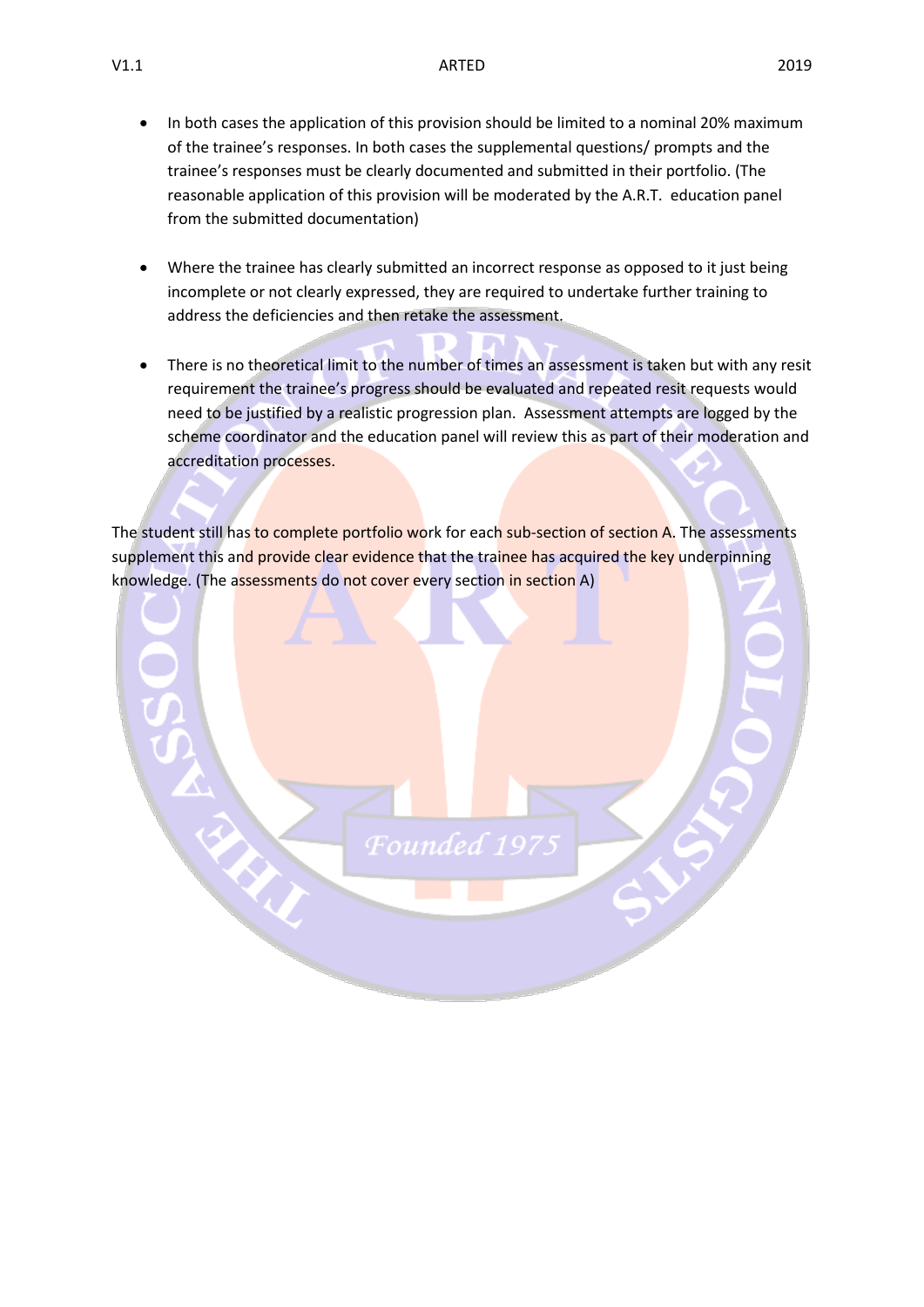- In both cases the application of this provision should be limited to a nominal 20% maximum of the trainee's responses. In both cases the supplemental questions/ prompts and the trainee's responses must be clearly documented and submitted in their portfolio. (The reasonable application of this provision will be moderated by the A.R.T. education panel from the submitted documentation)

- Where the trainee has clearly submitted an incorrect response as opposed to it just being incomplete or not clearly expressed, they are required to undertake further training to address the deficiencies and then retake the assessment.

- There is no theoretical limit to the number of times an assessment is taken but with any resit requirement the trainee's progress should be evaluated and repeated resit requests would need to be justified by a realistic progression plan. Assessment attempts are logged by the scheme coordinator and the education panel will review this as part of their moderation and accreditation processes.

The student still has to complete portfolio work for each sub-section of section A. The assessments supplement this and provide clear evidence that the trainee has acquired the key underpinning knowledge. (The assessments do not cover every section in section A)